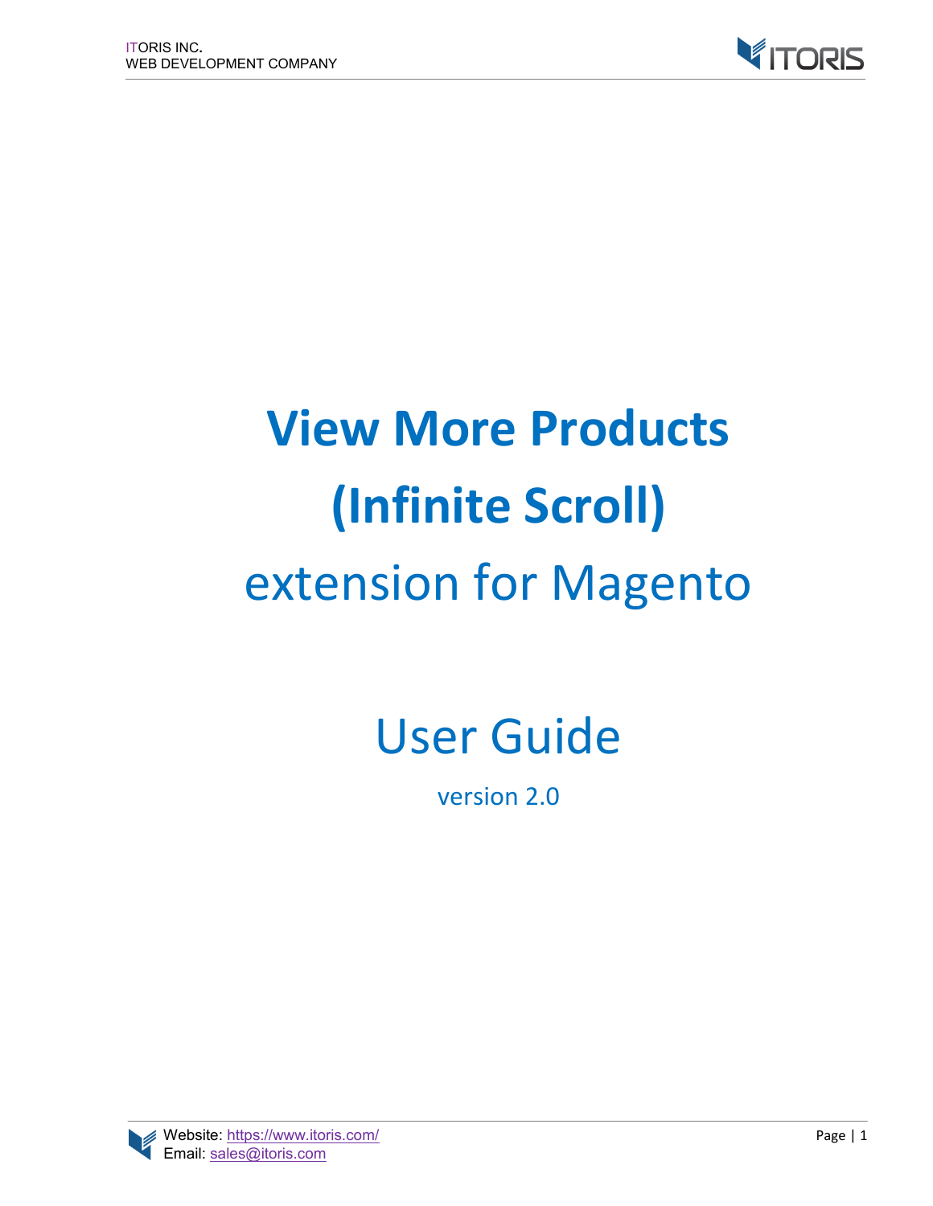# View More Products (Infinite Scroll)

## extension for Magento

## User Guide

version 2.0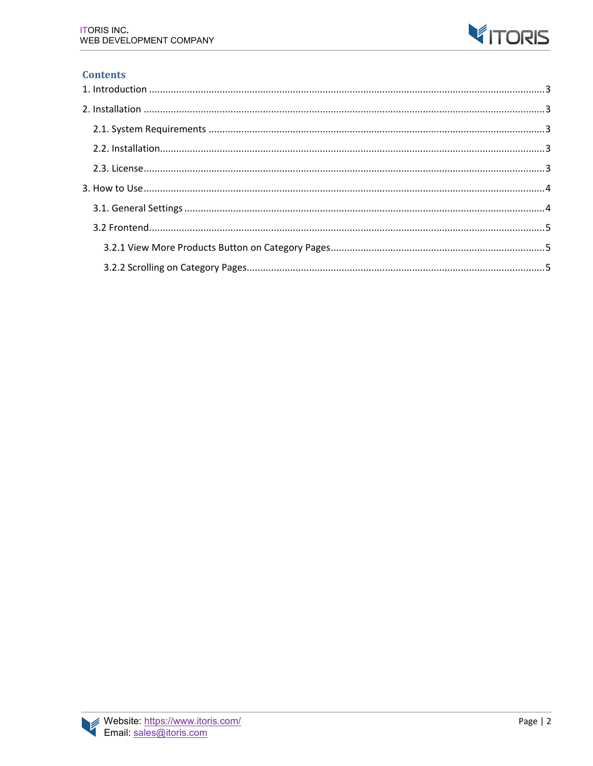## Contents

1. Introduction ........................................................................................................................................3

2. Installation ........................................................................................................................................3

   2.1. System Requirements ........................................................................................................3

   2.2. Installation............................................................................................................................3

   2.3. License..................................................................................................................................3

3. How to Use............................................................................................................................................4

   3.1. General Settings ....................................................................................................................4

   3.2 Frontend.................................................................................................................................5

      3.2.1 View More Products Button on Category Pages..............................................................5

      3.2.2 Scrolling on Category Pages.............................................................................................5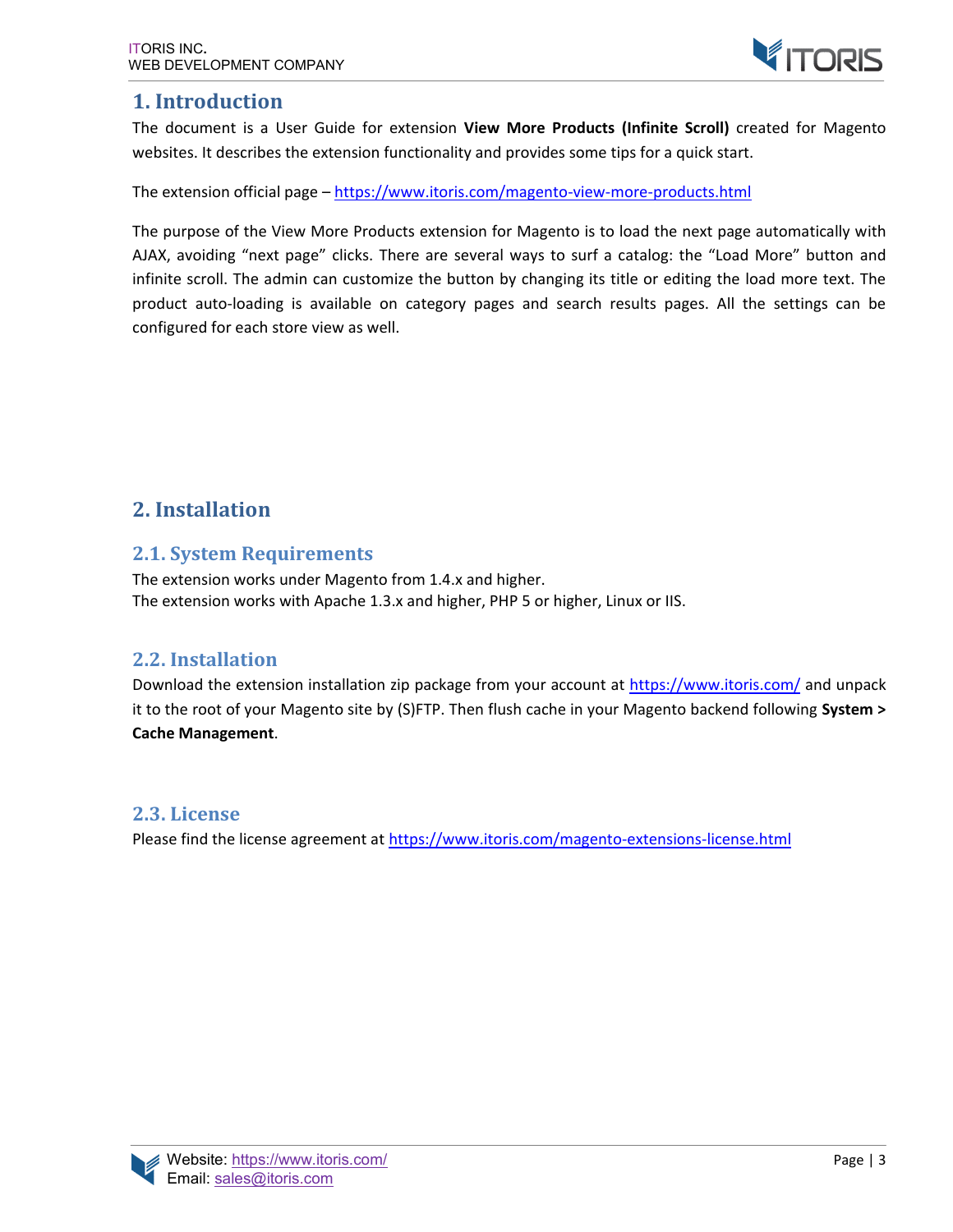# 1. Introduction

The document is a User Guide for extension **View More Products (Infinite Scroll)** created for Magento websites. It describes the extension functionality and provides some tips for a quick start.

The extension official page – https://www.itoris.com/magento-view-more-products.html

The purpose of the View More Products extension for Magento is to load the next page automatically with AJAX, avoiding "next page" clicks. There are several ways to surf a catalog: the "Load More" button and infinite scroll. The admin can customize the button by changing its title or editing the load more text. The product auto-loading is available on category pages and search results pages. All the settings can be configured for each store view as well.

# 2. Installation

## 2.1. System Requirements

The extension works under Magento from 1.4.x and higher.
The extension works with Apache 1.3.x and higher, PHP 5 or higher, Linux or IIS.

## 2.2. Installation

Download the extension installation zip package from your account at https://www.itoris.com/ and unpack it to the root of your Magento site by (S)FTP. Then flush cache in your Magento backend following **System > Cache Management**.

## 2.3. License

Please find the license agreement at https://www.itoris.com/magento-extensions-license.html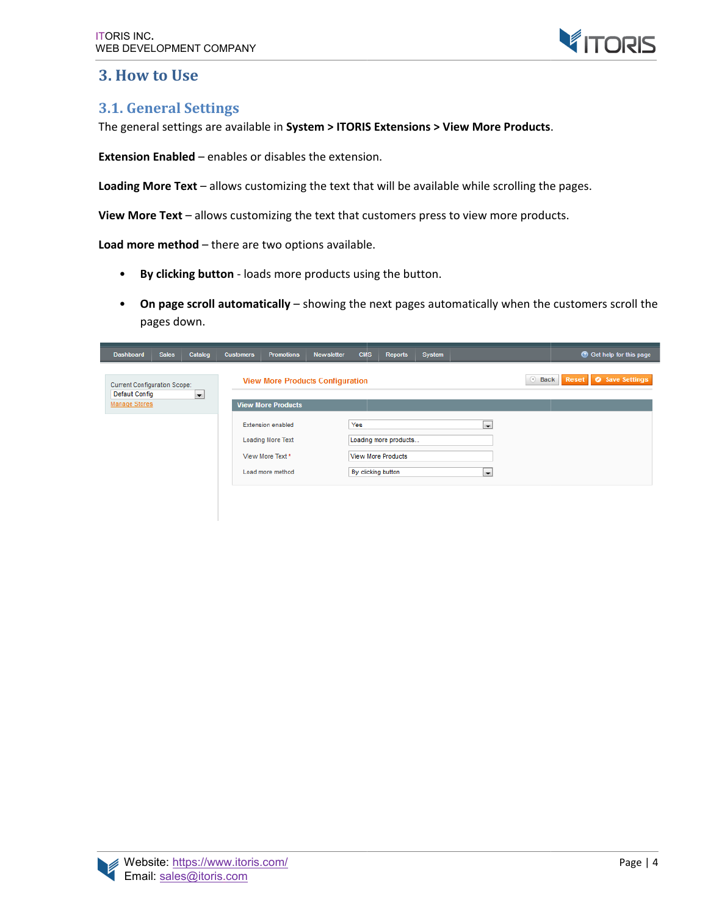# 3. How to Use

## 3.1. General Settings

The general settings are available in **System > ITORIS Extensions > View More Products**.

**Extension Enabled** – enables or disables the extension.

**Loading More Text** – allows customizing the text that will be available while scrolling the pages.

**View More Text** – allows customizing the text that customers press to view more products.

**Load more method** – there are two options available.

- **By clicking button** - loads more products using the button.
- **On page scroll automatically** – showing the next pages automatically when the customers scroll the pages down.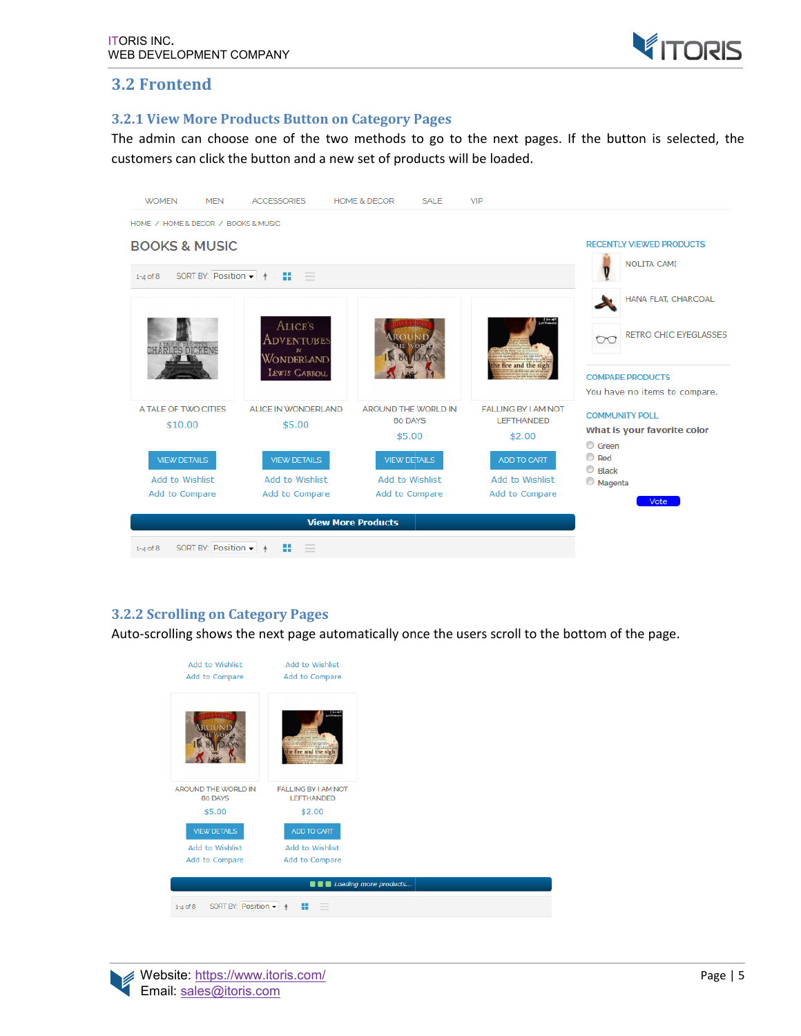## 3.2 Frontend

### 3.2.1 View More Products Button on Category Pages

The admin can choose one of the two methods to go to the next pages. If the button is selected, the customers can click the button and a new set of products will be loaded.

### 3.2.2 Scrolling on Category Pages

Auto-scrolling shows the next page automatically once the users scroll to the bottom of the page.